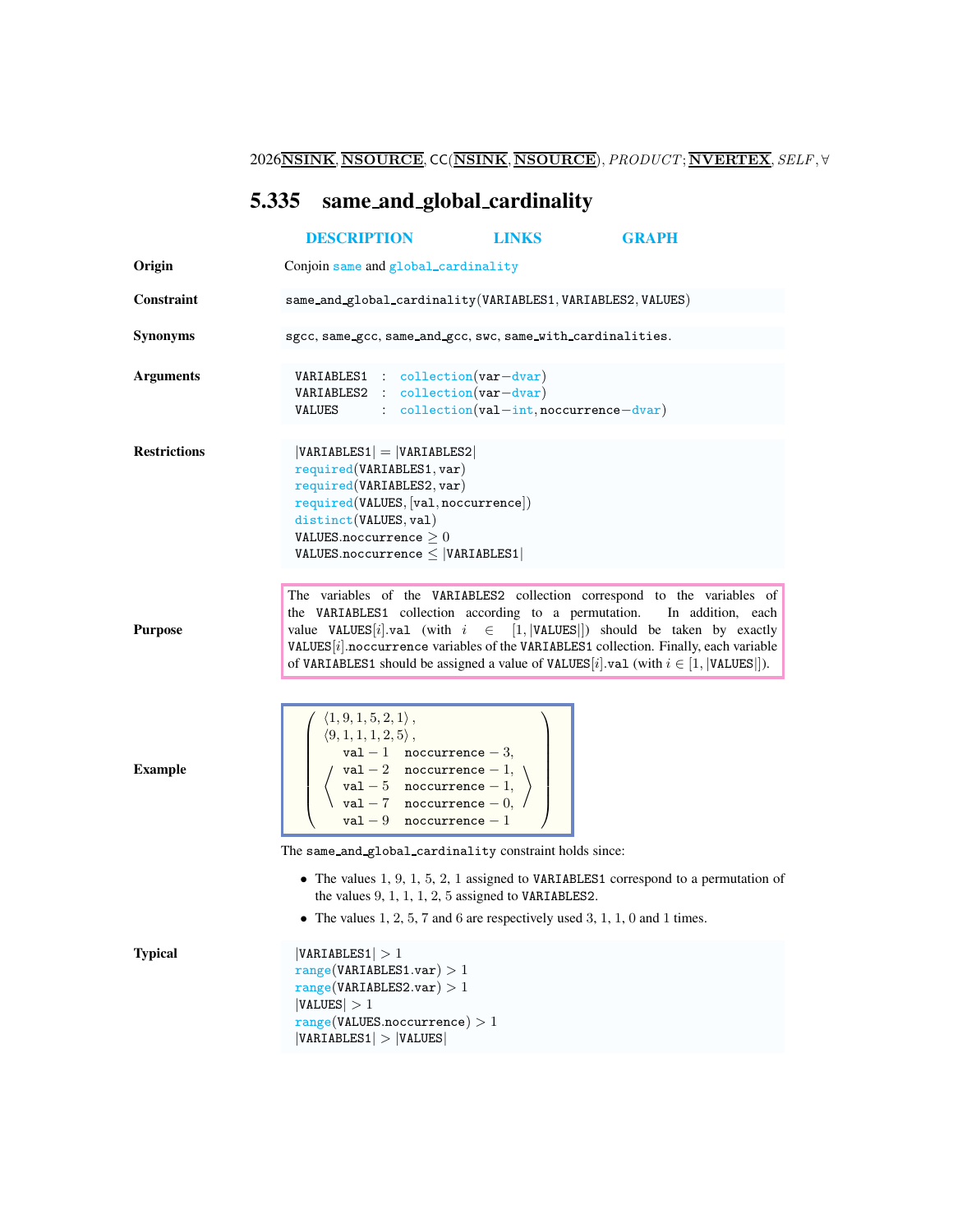## 5.335 same_and_global_cardinality

DESCRIPTION LINKS GRAPH

**Origin**

Conjoin same and global_cardinality

**Constraint**

same_and_global_cardinality(VARIABLES1, VARIABLES2, VALUES)

**Synonyms**

sgcc, same_gcc, same_and_gcc, swc, same_with_cardinalities.

**Arguments**

```
VARIABLES1 : collection(var-dvar)
VARIABLES2 : collection(var-dvar)
VALUES     : collection(val-int, noccurrence-dvar)
```

**Restrictions**

```
|VARIABLES1| = |VARIABLES2|
required(VARIABLES1, var)
required(VARIABLES2, var)
required(VALUES, [val, noccurrence])
distinct(VALUES, val)
VALUES.noccurrence ≥ 0
VALUES.noccurrence ≤ |VARIABLES1|
```

**Purpose**

The variables of the VARIABLES2 collection correspond to the variables of the VARIABLES1 collection according to a permutation. In addition, each value VALUES[$i$].val (with $i \in [1, |\text{VALUES}|]$) should be taken by exactly VALUES[$i$].noccurrence variables of the VARIABLES1 collection. Finally, each variable of VARIABLES1 should be assigned a value of VALUES[$i$].val (with $i \in [1, |\text{VALUES}|]$).

**Example**

$$\left(\begin{array}{l}\langle 1, 9, 1, 5, 2, 1\rangle, \\ \langle 9, 1, 1, 1, 2, 5\rangle, \\ \left\langle\begin{array}{ll}\text{val}-1 & \text{noccurrence}-3, \\ \text{val}-2 & \text{noccurrence}-1, \\ \text{val}-5 & \text{noccurrence}-1, \\ \text{val}-7 & \text{noccurrence}-0, \\ \text{val}-9 & \text{noccurrence}-1\end{array}\right\rangle\end{array}\right)$$

The same_and_global_cardinality constraint holds since:

- The values 1, 9, 1, 5, 2, 1 assigned to VARIABLES1 correspond to a permutation of the values 9, 1, 1, 1, 2, 5 assigned to VARIABLES2.
- The values 1, 2, 5, 7 and 6 are respectively used 3, 1, 1, 0 and 1 times.

**Typical**

```
|VARIABLES1| > 1
range(VARIABLES1.var) > 1
range(VARIABLES2.var) > 1
|VALUES| > 1
range(VALUES.noccurrence) > 1
|VARIABLES1| > |VALUES|
```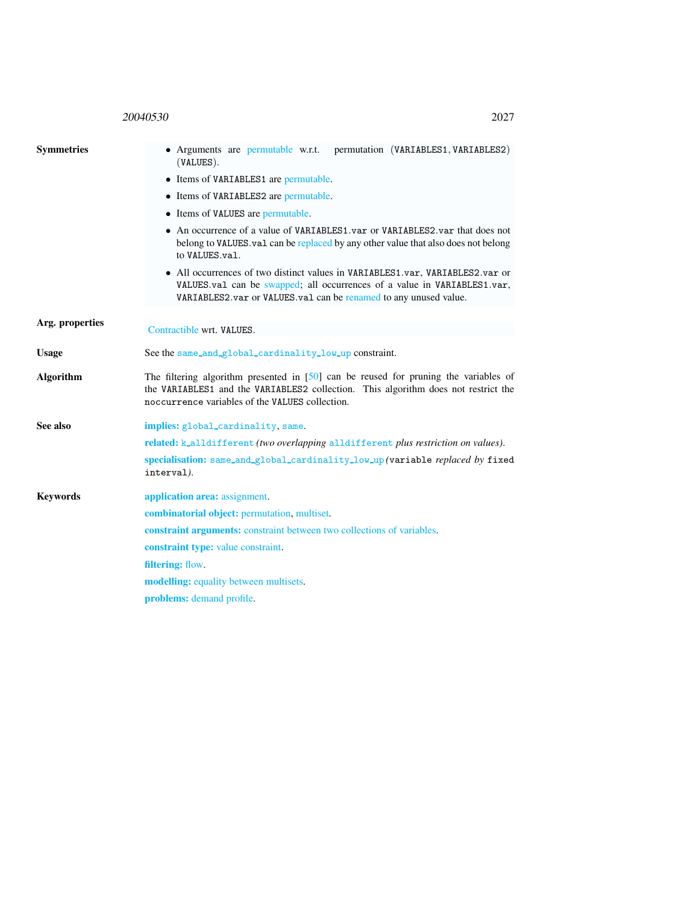**Symmetries**

- Arguments are permutable w.r.t. permutation (VARIABLES1, VARIABLES2) (VALUES).
- Items of VARIABLES1 are permutable.
- Items of VARIABLES2 are permutable.
- Items of VALUES are permutable.
- An occurrence of a value of VARIABLES1.var or VARIABLES2.var that does not belong to VALUES.val can be replaced by any other value that also does not belong to VALUES.val.
- All occurrences of two distinct values in VARIABLES1.var, VARIABLES2.var or VALUES.val can be swapped; all occurrences of a value in VARIABLES1.var, VARIABLES2.var or VALUES.val can be renamed to any unused value.

**Arg. properties**

Contractible wrt. VALUES.

**Usage**

See the same_and_global_cardinality_low_up constraint.

**Algorithm**

The filtering algorithm presented in [50] can be reused for pruning the variables of the VARIABLES1 and the VARIABLES2 collection. This algorithm does not restrict the noccurrence variables of the VALUES collection.

**See also**

**implies:** global_cardinality, same.

**related:** k_alldifferent *(two overlapping* alldifferent *plus restriction on values)*.

**specialisation:** same_and_global_cardinality_low_up*(*variable *replaced by* fixed interval*)*.

**Keywords**

**application area:** assignment.

**combinatorial object:** permutation, multiset.

**constraint arguments:** constraint between two collections of variables.

**constraint type:** value constraint.

**filtering:** flow.

**modelling:** equality between multisets.

**problems:** demand profile.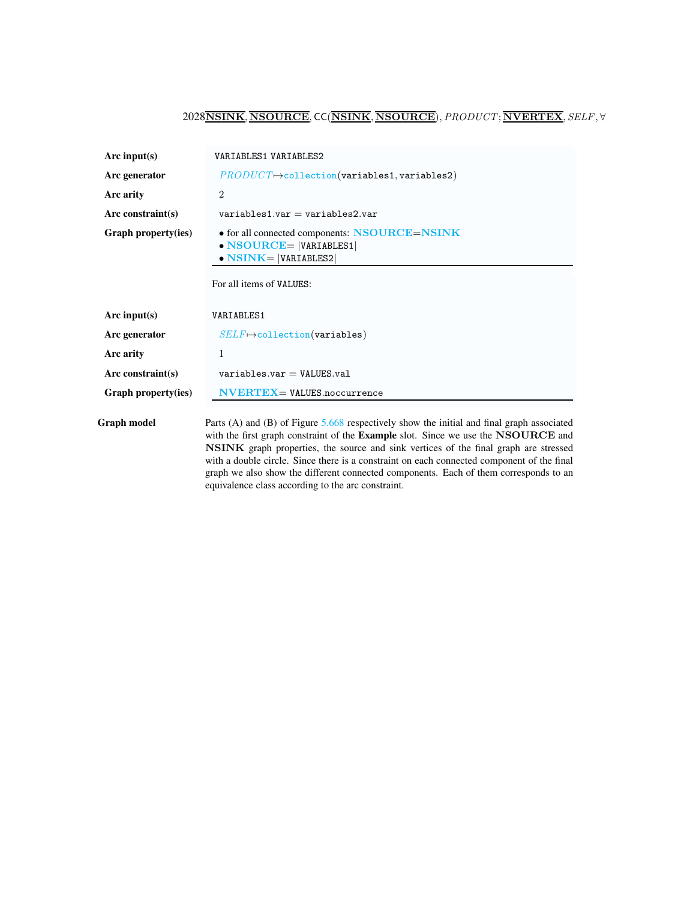| | |
|---|---|
| **Arc input(s)** | VARIABLES1 VARIABLES2 |
| **Arc generator** | *PRODUCT* $\mapsto$ collection(variables1, variables2) |
| **Arc arity** | 2 |
| **Arc constraint(s)** | variables1.var = variables2.var |
| **Graph property(ies)** | • for all connected components: **NSOURCE**=**NSINK** <br> • **NSOURCE**= \|VARIABLES1\| <br> • **NSINK**= \|VARIABLES2\| |

For all items of VALUES:

| | |
|---|---|
| **Arc input(s)** | VARIABLES1 |
| **Arc generator** | *SELF* $\mapsto$ collection(variables) |
| **Arc arity** | 1 |
| **Arc constraint(s)** | variables.var = VALUES.val |
| **Graph property(ies)** | **NVERTEX**= VALUES.noccurrence |

**Graph model**

Parts (A) and (B) of Figure 5.668 respectively show the initial and final graph associated with the first graph constraint of the **Example** slot. Since we use the **NSOURCE** and **NSINK** graph properties, the source and sink vertices of the final graph are stressed with a double circle. Since there is a constraint on each connected component of the final graph we also show the different connected components. Each of them corresponds to an equivalence class according to the arc constraint.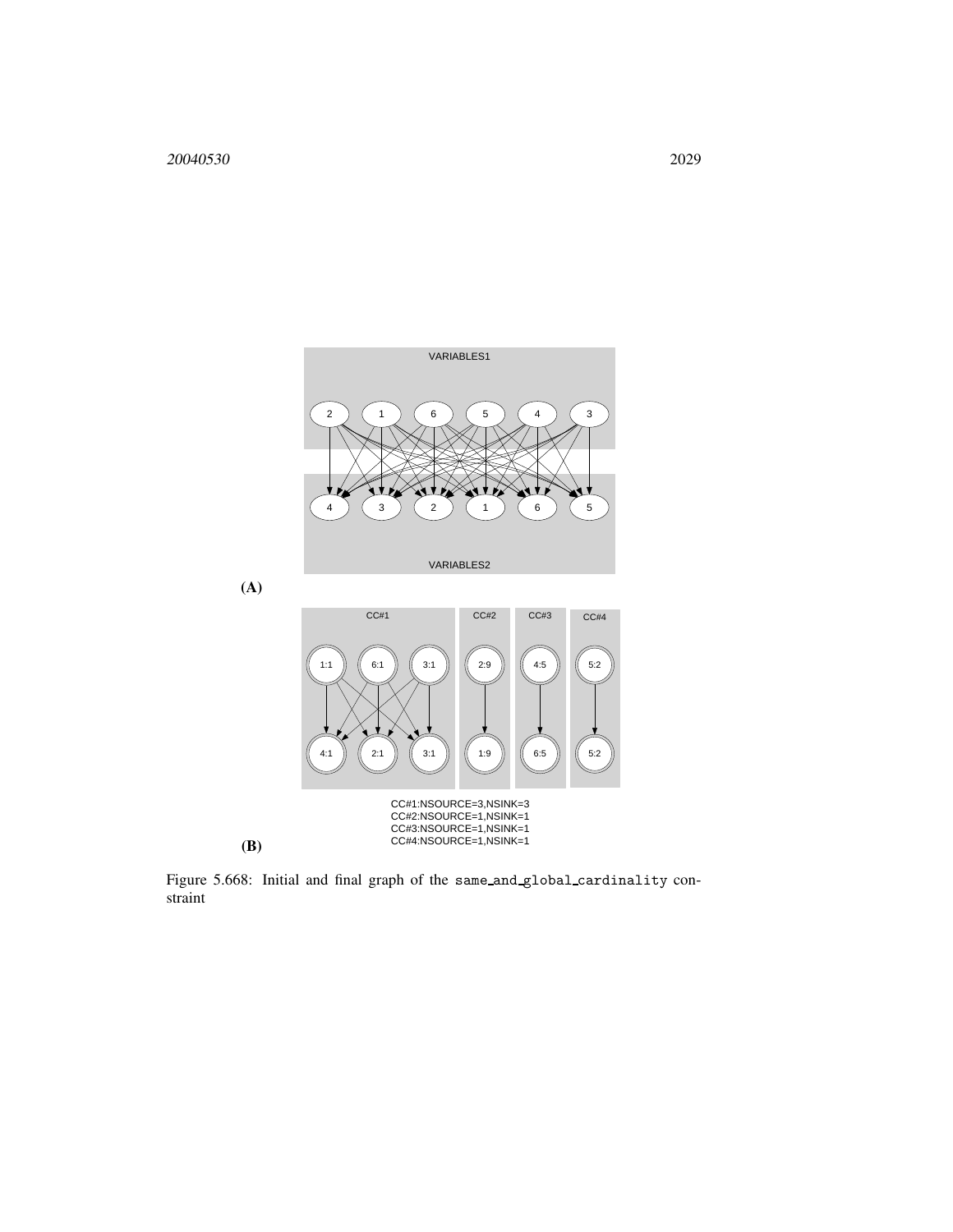VARIABLES1

2 1 6 5 4 3

4 3 2 1 6 5

VARIABLES2

**(A)**

CC#1 CC#2 CC#3 CC#4

1:1 6:1 3:1 2:9 4:5 5:2

4:1 2:1 3:1 1:9 6:5 5:2

CC#1:NSOURCE=3,NSINK=3
CC#2:NSOURCE=1,NSINK=1
CC#3:NSOURCE=1,NSINK=1
CC#4:NSOURCE=1,NSINK=1

**(B)**

Figure 5.668: Initial and final graph of the same_and_global_cardinality constraint